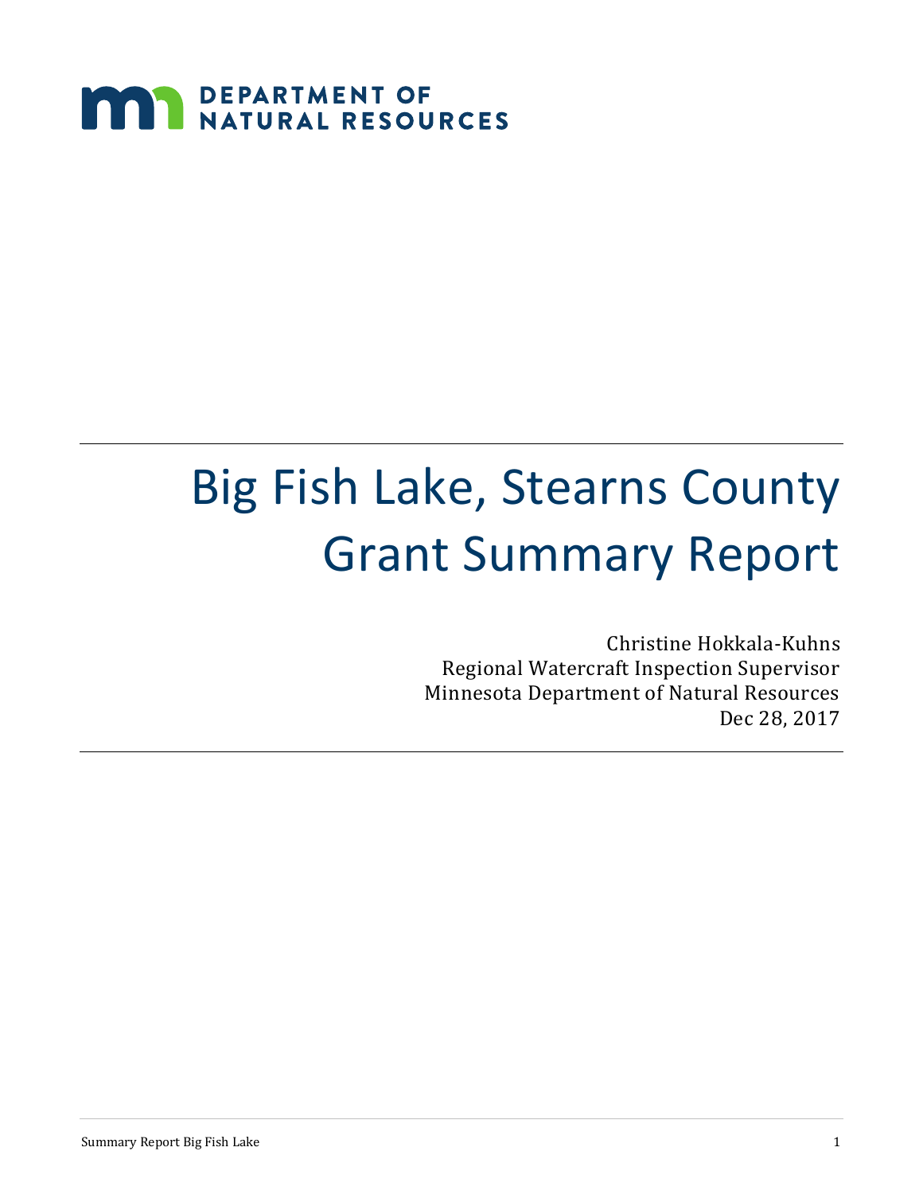DEPARTMENT OF NATURAL RESOURCES

# Big Fish Lake, Stearns County Grant Summary Report

Christine Hokkala-Kuhns
Regional Watercraft Inspection Supervisor
Minnesota Department of Natural Resources
Dec 28, 2017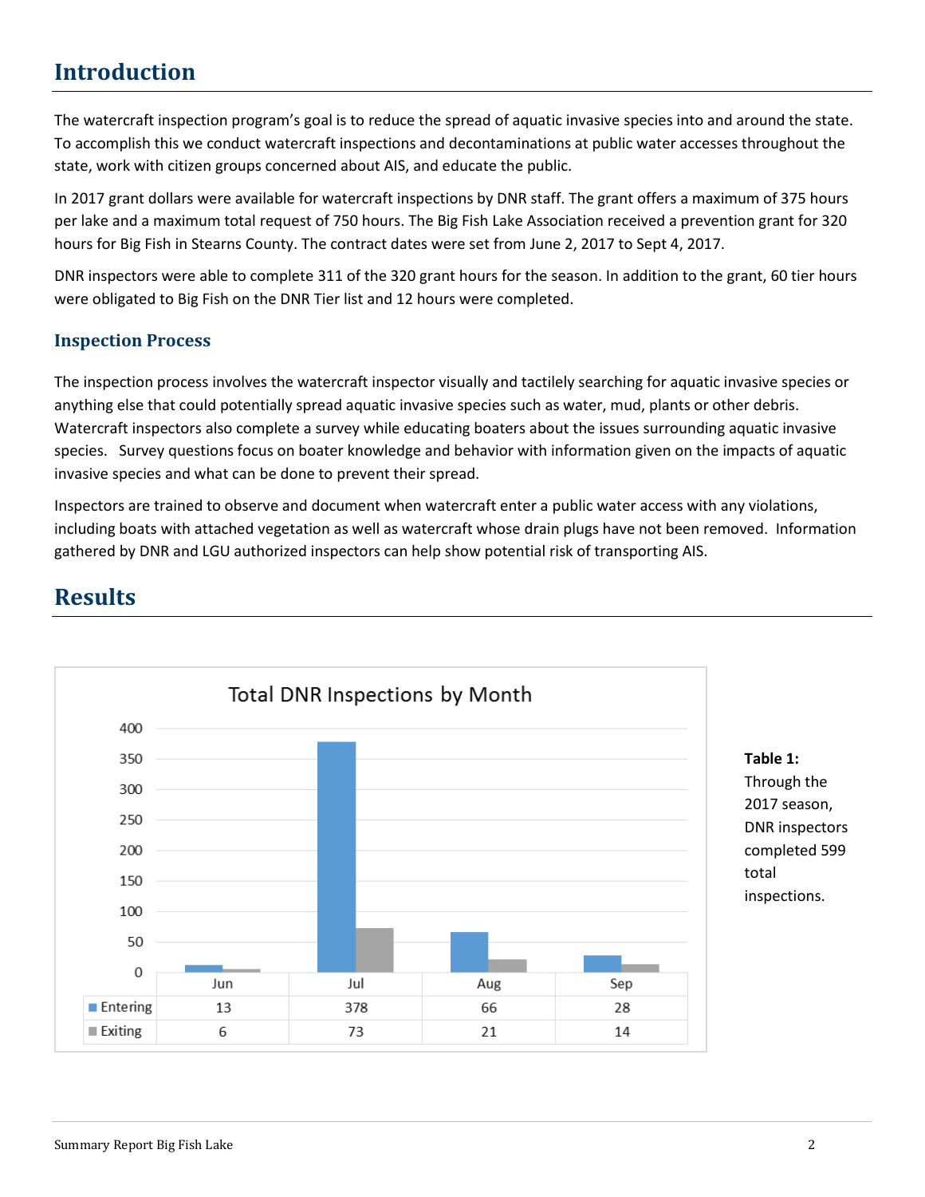## Introduction

The watercraft inspection program's goal is to reduce the spread of aquatic invasive species into and around the state. To accomplish this we conduct watercraft inspections and decontaminations at public water accesses throughout the state, work with citizen groups concerned about AIS, and educate the public.

In 2017 grant dollars were available for watercraft inspections by DNR staff. The grant offers a maximum of 375 hours per lake and a maximum total request of 750 hours. The Big Fish Lake Association received a prevention grant for 320 hours for Big Fish in Stearns County. The contract dates were set from June 2, 2017 to Sept 4, 2017.

DNR inspectors were able to complete 311 of the 320 grant hours for the season. In addition to the grant, 60 tier hours were obligated to Big Fish on the DNR Tier list and 12 hours were completed.

### Inspection Process

The inspection process involves the watercraft inspector visually and tactilely searching for aquatic invasive species or anything else that could potentially spread aquatic invasive species such as water, mud, plants or other debris. Watercraft inspectors also complete a survey while educating boaters about the issues surrounding aquatic invasive species. Survey questions focus on boater knowledge and behavior with information given on the impacts of aquatic invasive species and what can be done to prevent their spread.

Inspectors are trained to observe and document when watercraft enter a public water access with any violations, including boats with attached vegetation as well as watercraft whose drain plugs have not been removed. Information gathered by DNR and LGU authorized inspectors can help show potential risk of transporting AIS.

## Results

Total DNR Inspections by Month

| | Jun | Jul | Aug | Sep |
|---|---|---|---|---|
| Entering | 13 | 378 | 66 | 28 |
| Exiting | 6 | 73 | 21 | 14 |

**Table 1:** Through the 2017 season, DNR inspectors completed 599 total inspections.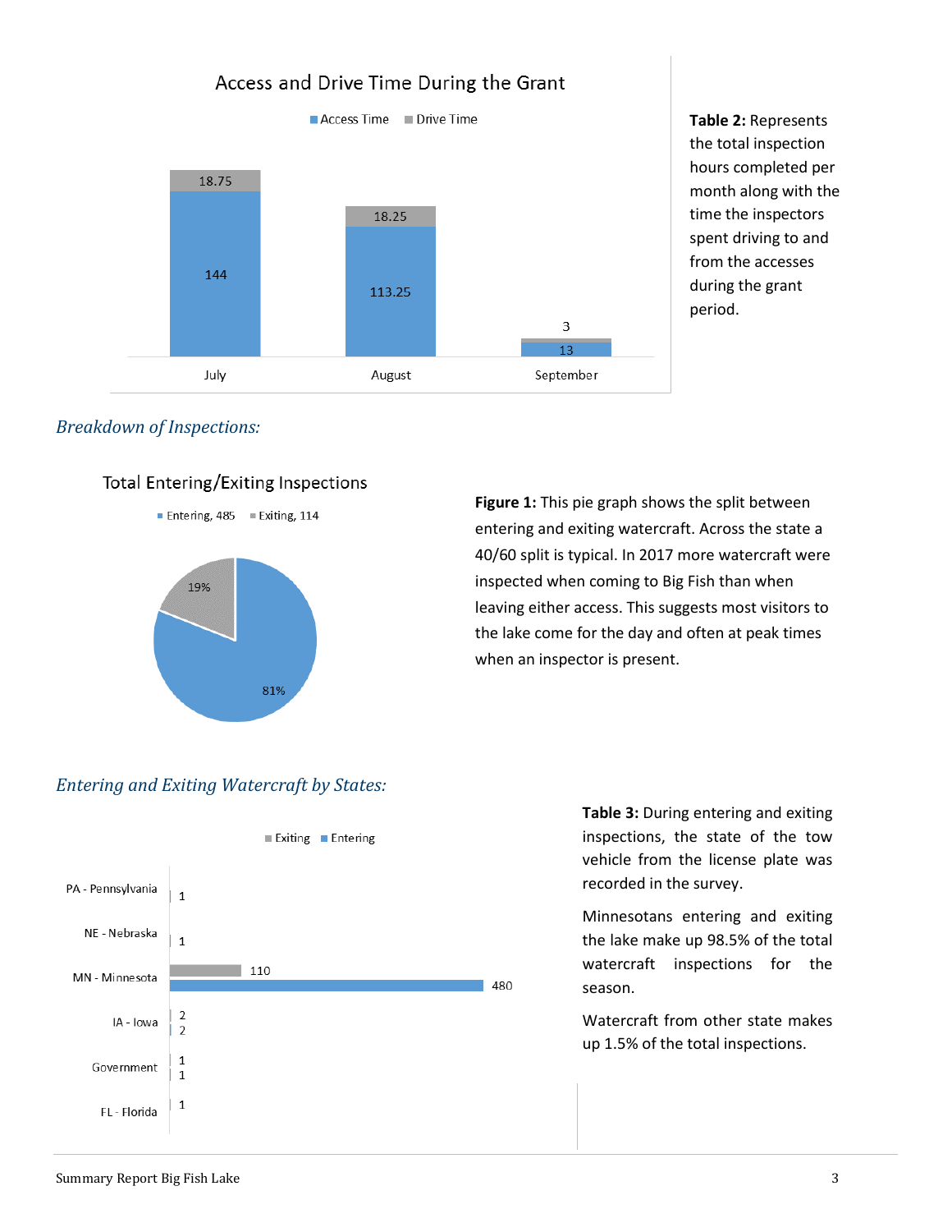**Access and Drive Time During the Grant**

| Month | Access Time | Drive Time |
|---|---|---|
| July | 144 | 18.75 |
| August | 113.25 | 18.25 |
| September | 13 | 3 |

**Table 2:** Represents the total inspection hours completed per month along with the time the inspectors spent driving to and from the accesses during the grant period.

## *Breakdown of Inspections:*

**Total Entering/Exiting Inspections**

| Type | Count | Percent |
|---|---|---|
| Entering | 485 | 81% |
| Exiting | 114 | 19% |

**Figure 1:** This pie graph shows the split between entering and exiting watercraft. Across the state a 40/60 split is typical. In 2017 more watercraft were inspected when coming to Big Fish than when leaving either access. This suggests most visitors to the lake come for the day and often at peak times when an inspector is present.

## *Entering and Exiting Watercraft by States:*

| State | Exiting | Entering |
|---|---|---|
| PA - Pennsylvania | | 1 |
| NE - Nebraska | | 1 |
| MN - Minnesota | 110 | 480 |
| IA - Iowa | 2 | 2 |
| Government | 1 | 1 |
| FL - Florida | 1 | |

**Table 3:** During entering and exiting inspections, the state of the tow vehicle from the license plate was recorded in the survey.

Minnesotans entering and exiting the lake make up 98.5% of the total watercraft inspections for the season.

Watercraft from other state makes up 1.5% of the total inspections.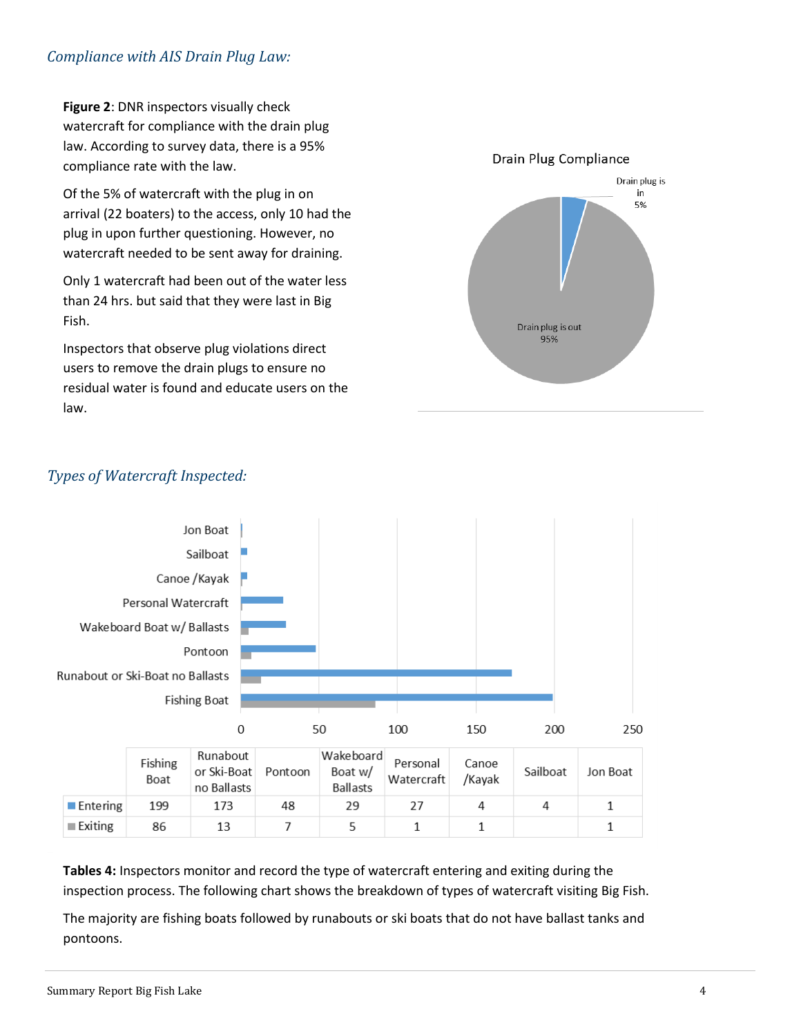### *Compliance with AIS Drain Plug Law:*

**Figure 2**: DNR inspectors visually check watercraft for compliance with the drain plug law. According to survey data, there is a 95% compliance rate with the law.

Of the 5% of watercraft with the plug in on arrival (22 boaters) to the access, only 10 had the plug in upon further questioning. However, no watercraft needed to be sent away for draining.

Only 1 watercraft had been out of the water less than 24 hrs. but said that they were last in Big Fish.

Inspectors that observe plug violations direct users to remove the drain plugs to ensure no residual water is found and educate users on the law.

Drain Plug Compliance

| | Percent |
|---|---|
| Drain plug is in | 5% |
| Drain plug is out | 95% |

### *Types of Watercraft Inspected:*

| | Fishing Boat | Runabout or Ski-Boat no Ballasts | Pontoon | Wakeboard Boat w/ Ballasts | Personal Watercraft | Canoe /Kayak | Sailboat | Jon Boat |
|---|---|---|---|---|---|---|---|---|
| Entering | 199 | 173 | 48 | 29 | 27 | 4 | 4 | 1 |
| Exiting | 86 | 13 | 7 | 5 | 1 | 1 | | 1 |

**Tables 4:** Inspectors monitor and record the type of watercraft entering and exiting during the inspection process. The following chart shows the breakdown of types of watercraft visiting Big Fish.

The majority are fishing boats followed by runabouts or ski boats that do not have ballast tanks and pontoons.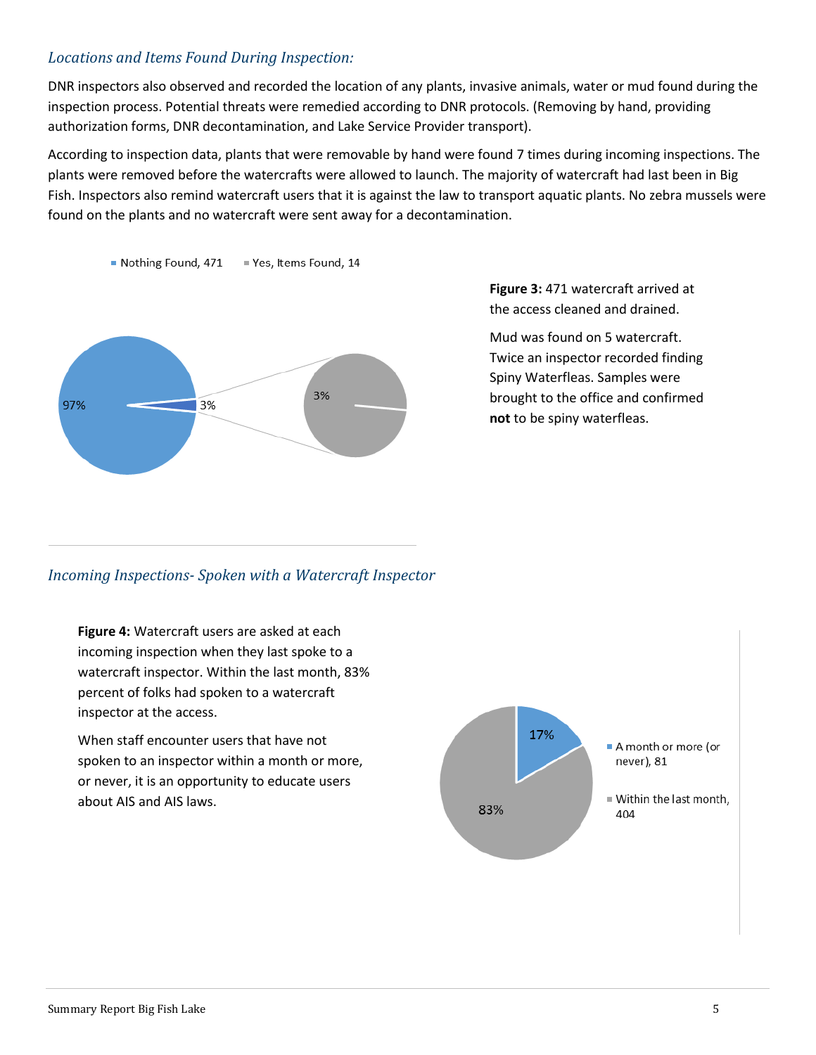### *Locations and Items Found During Inspection:*

DNR inspectors also observed and recorded the location of any plants, invasive animals, water or mud found during the inspection process. Potential threats were remedied according to DNR protocols. (Removing by hand, providing authorization forms, DNR decontamination, and Lake Service Provider transport).

According to inspection data, plants that were removable by hand were found 7 times during incoming inspections. The plants were removed before the watercrafts were allowed to launch. The majority of watercraft had last been in Big Fish. Inspectors also remind watercraft users that it is against the law to transport aquatic plants. No zebra mussels were found on the plants and no watercraft were sent away for a decontamination.

Nothing Found, 471 | Yes, Items Found, 14

97% | 3% | 3%

**Figure 3:** 471 watercraft arrived at the access cleaned and drained.

Mud was found on 5 watercraft. Twice an inspector recorded finding Spiny Waterfleas. Samples were brought to the office and confirmed **not** to be spiny waterfleas.

### *Incoming Inspections- Spoken with a Watercraft Inspector*

**Figure 4:** Watercraft users are asked at each incoming inspection when they last spoke to a watercraft inspector. Within the last month, 83% percent of folks had spoken to a watercraft inspector at the access.

When staff encounter users that have not spoken to an inspector within a month or more, or never, it is an opportunity to educate users about AIS and AIS laws.

17% | 83%

A month or more (or never), 81

Within the last month, 404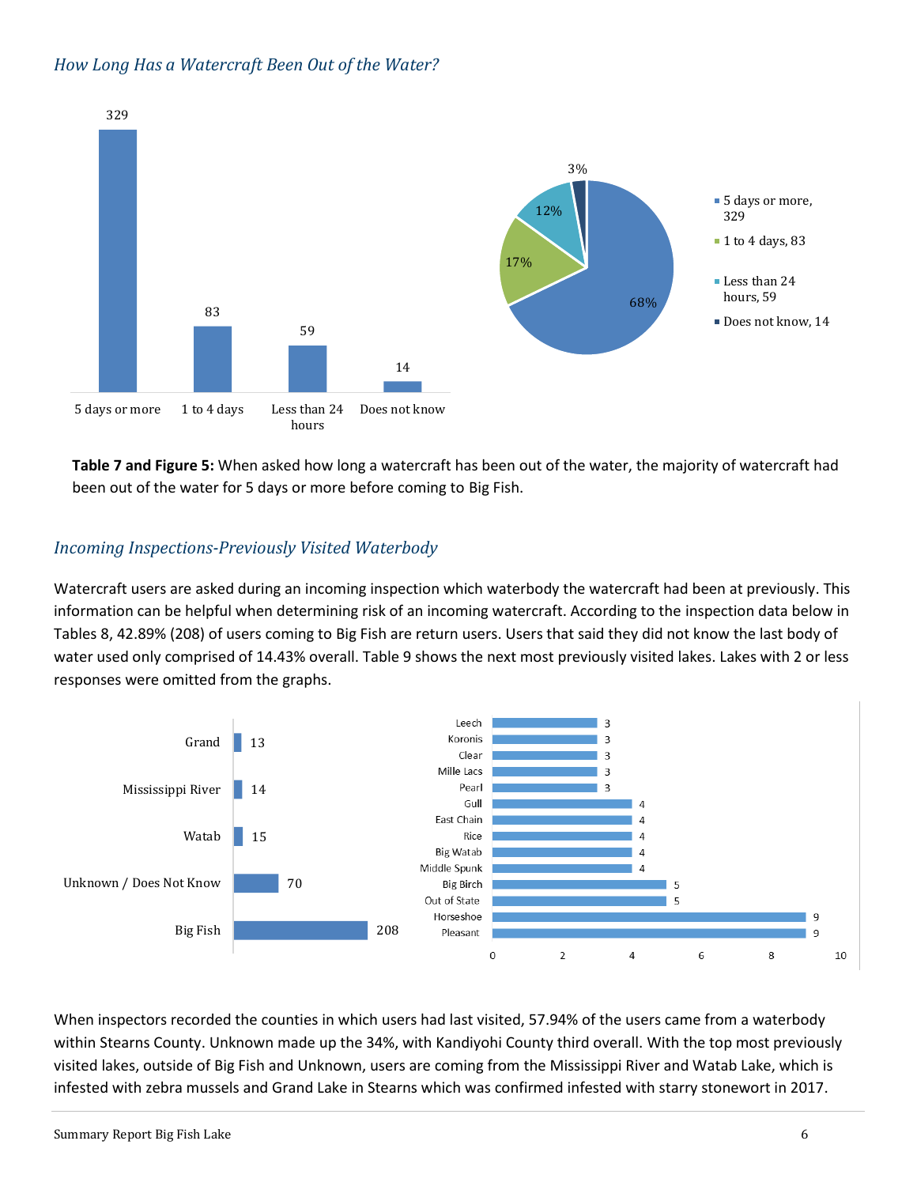### *How Long Has a Watercraft Been Out of the Water?*

| How long out of water | Count | Percent |
|---|---|---|
| 5 days or more | 329 | 68% |
| 1 to 4 days | 83 | 17% |
| Less than 24 hours | 59 | 12% |
| Does not know | 14 | 3% |

**Table 7 and Figure 5:** When asked how long a watercraft has been out of the water, the majority of watercraft had been out of the water for 5 days or more before coming to Big Fish.

### *Incoming Inspections-Previously Visited Waterbody*

Watercraft users are asked during an incoming inspection which waterbody the watercraft had been at previously. This information can be helpful when determining risk of an incoming watercraft. According to the inspection data below in Tables 8, 42.89% (208) of users coming to Big Fish are return users. Users that said they did not know the last body of water used only comprised of 14.43% overall. Table 9 shows the next most previously visited lakes. Lakes with 2 or less responses were omitted from the graphs.

| Previously Visited Waterbody | Count |
|---|---|
| Grand | 13 |
| Mississippi River | 14 |
| Watab | 15 |
| Unknown / Does Not Know | 70 |
| Big Fish | 208 |

| Previously Visited Waterbody | Count |
|---|---|
| Leech | 3 |
| Koronis | 3 |
| Clear | 3 |
| Mille Lacs | 3 |
| Pearl | 3 |
| Gull | 4 |
| East Chain | 4 |
| Rice | 4 |
| Big Watab | 4 |
| Middle Spunk | 4 |
| Big Birch | 5 |
| Out of State | 5 |
| Horseshoe | 9 |
| Pleasant | 9 |

When inspectors recorded the counties in which users had last visited, 57.94% of the users came from a waterbody within Stearns County. Unknown made up the 34%, with Kandiyohi County third overall. With the top most previously visited lakes, outside of Big Fish and Unknown, users are coming from the Mississippi River and Watab Lake, which is infested with zebra mussels and Grand Lake in Stearns which was confirmed infested with starry stonewort in 2017.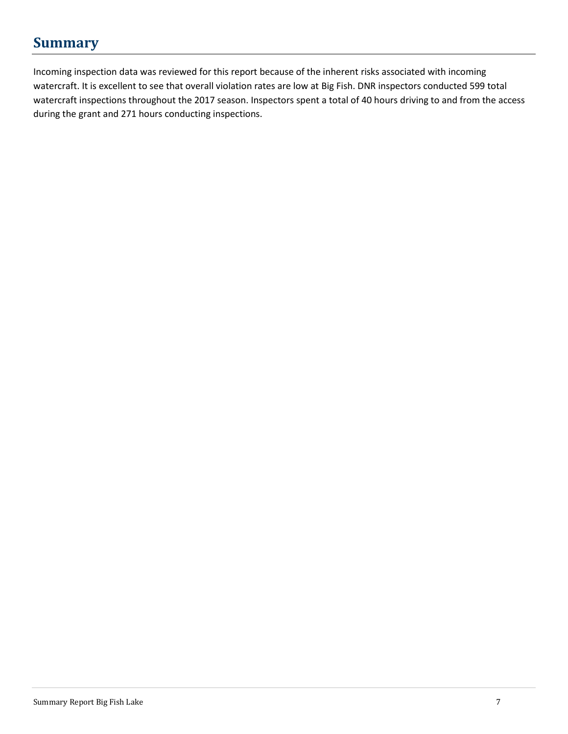## Summary

Incoming inspection data was reviewed for this report because of the inherent risks associated with incoming watercraft. It is excellent to see that overall violation rates are low at Big Fish. DNR inspectors conducted 599 total watercraft inspections throughout the 2017 season. Inspectors spent a total of 40 hours driving to and from the access during the grant and 271 hours conducting inspections.